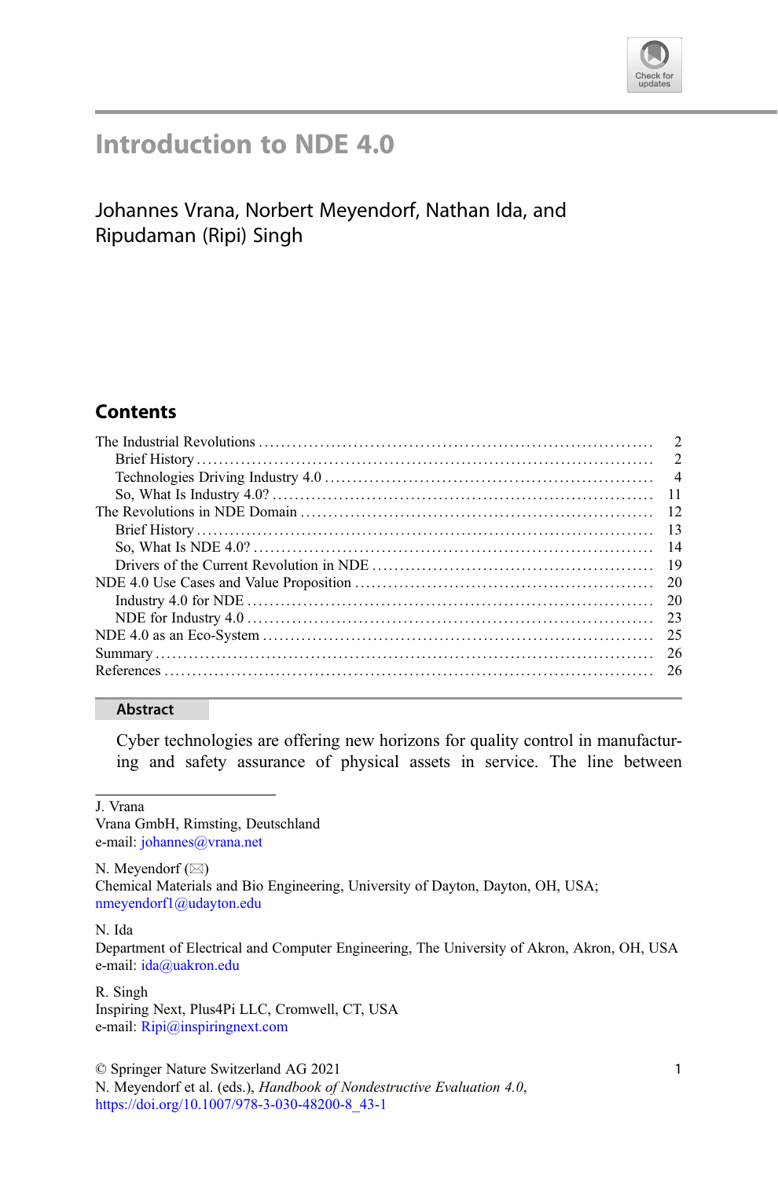# Introduction to NDE 4.0

Johannes Vrana, Norbert Meyendorf, Nathan Ida, and Ripudaman (Ripi) Singh

## Contents

| | |
|---|---|
| The Industrial Revolutions | 2 |
| Brief History | 2 |
| Technologies Driving Industry 4.0 | 4 |
| So, What Is Industry 4.0? | 11 |
| The Revolutions in NDE Domain | 12 |
| Brief History | 13 |
| So, What Is NDE 4.0? | 14 |
| Drivers of the Current Revolution in NDE | 19 |
| NDE 4.0 Use Cases and Value Proposition | 20 |
| Industry 4.0 for NDE | 20 |
| NDE for Industry 4.0 | 23 |
| NDE 4.0 as an Eco-System | 25 |
| Summary | 26 |
| References | 26 |

## Abstract

Cyber technologies are offering new horizons for quality control in manufacturing and safety assurance of physical assets in service. The line between

---

J. Vrana
Vrana GmbH, Rimsting, Deutschland
e-mail: johannes@vrana.net

N. Meyendorf (✉)
Chemical Materials and Bio Engineering, University of Dayton, Dayton, OH, USA;
nmeyendorf1@udayton.edu

N. Ida
Department of Electrical and Computer Engineering, The University of Akron, Akron, OH, USA
e-mail: ida@uakron.edu

R. Singh
Inspiring Next, Plus4Pi LLC, Cromwell, CT, USA
e-mail: Ripi@inspiringnext.com

© Springer Nature Switzerland AG 2021
N. Meyendorf et al. (eds.), *Handbook of Nondestructive Evaluation 4.0*,
https://doi.org/10.1007/978-3-030-48200-8_43-1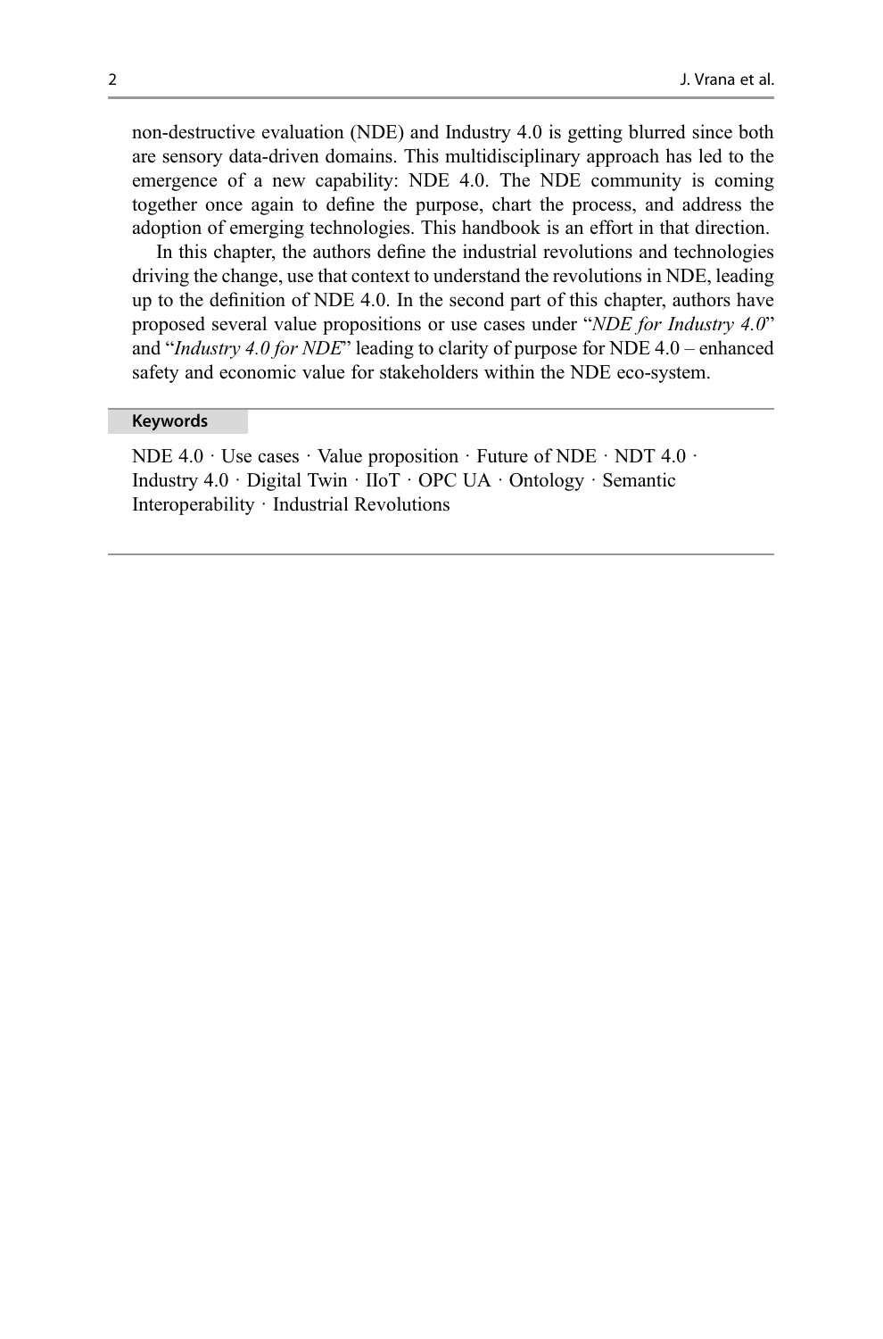non-destructive evaluation (NDE) and Industry 4.0 is getting blurred since both are sensory data-driven domains. This multidisciplinary approach has led to the emergence of a new capability: NDE 4.0. The NDE community is coming together once again to define the purpose, chart the process, and address the adoption of emerging technologies. This handbook is an effort in that direction.

In this chapter, the authors define the industrial revolutions and technologies driving the change, use that context to understand the revolutions in NDE, leading up to the definition of NDE 4.0. In the second part of this chapter, authors have proposed several value propositions or use cases under "*NDE for Industry 4.0*" and "*Industry 4.0 for NDE*" leading to clarity of purpose for NDE 4.0 – enhanced safety and economic value for stakeholders within the NDE eco-system.

**Keywords**

NDE 4.0 · Use cases · Value proposition · Future of NDE · NDT 4.0 · Industry 4.0 · Digital Twin · IIoT · OPC UA · Ontology · Semantic Interoperability · Industrial Revolutions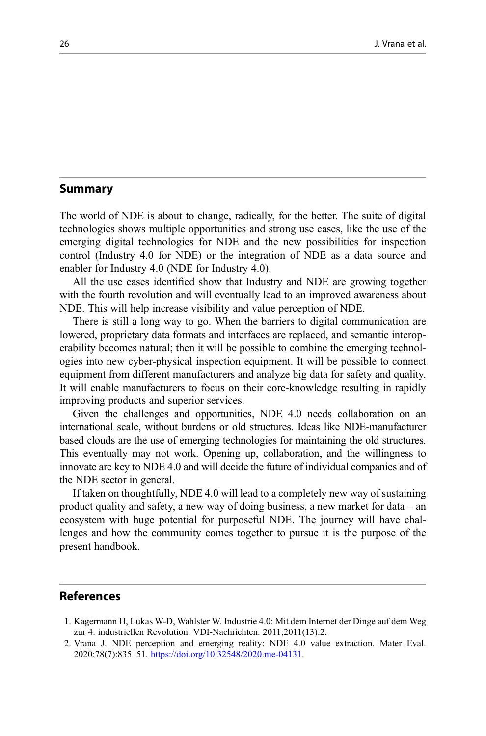## Summary

The world of NDE is about to change, radically, for the better. The suite of digital technologies shows multiple opportunities and strong use cases, like the use of the emerging digital technologies for NDE and the new possibilities for inspection control (Industry 4.0 for NDE) or the integration of NDE as a data source and enabler for Industry 4.0 (NDE for Industry 4.0).

All the use cases identified show that Industry and NDE are growing together with the fourth revolution and will eventually lead to an improved awareness about NDE. This will help increase visibility and value perception of NDE.

There is still a long way to go. When the barriers to digital communication are lowered, proprietary data formats and interfaces are replaced, and semantic interoperability becomes natural; then it will be possible to combine the emerging technologies into new cyber-physical inspection equipment. It will be possible to connect equipment from different manufacturers and analyze big data for safety and quality. It will enable manufacturers to focus on their core-knowledge resulting in rapidly improving products and superior services.

Given the challenges and opportunities, NDE 4.0 needs collaboration on an international scale, without burdens or old structures. Ideas like NDE-manufacturer based clouds are the use of emerging technologies for maintaining the old structures. This eventually may not work. Opening up, collaboration, and the willingness to innovate are key to NDE 4.0 and will decide the future of individual companies and of the NDE sector in general.

If taken on thoughtfully, NDE 4.0 will lead to a completely new way of sustaining product quality and safety, a new way of doing business, a new market for data – an ecosystem with huge potential for purposeful NDE. The journey will have challenges and how the community comes together to pursue it is the purpose of the present handbook.

## References

1. Kagermann H, Lukas W-D, Wahlster W. Industrie 4.0: Mit dem Internet der Dinge auf dem Weg zur 4. industriellen Revolution. VDI-Nachrichten. 2011;2011(13):2.
2. Vrana J. NDE perception and emerging reality: NDE 4.0 value extraction. Mater Eval. 2020;78(7):835–51. https://doi.org/10.32548/2020.me-04131.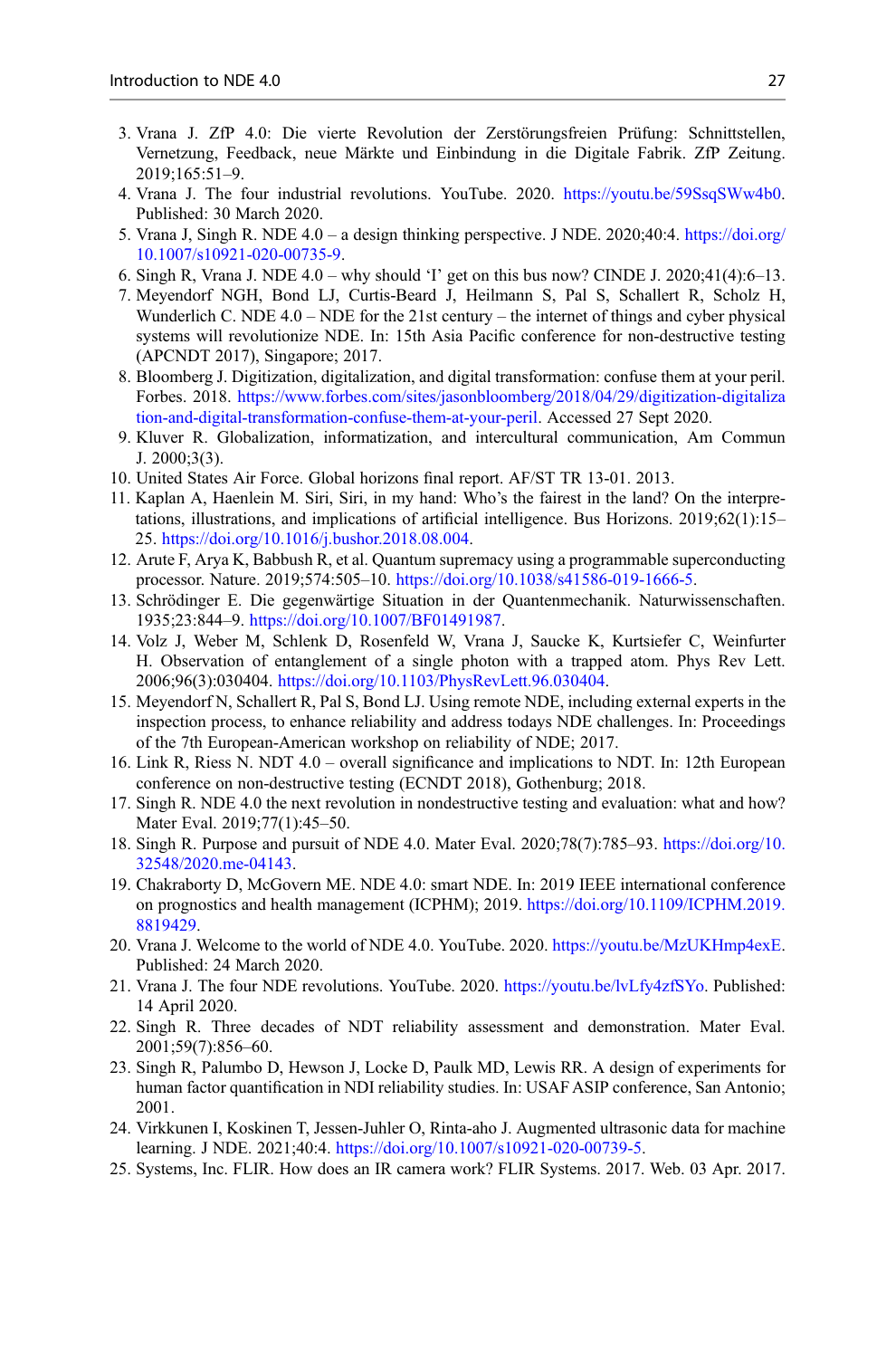3. Vrana J. ZfP 4.0: Die vierte Revolution der Zerstörungsfreien Prüfung: Schnittstellen, Vernetzung, Feedback, neue Märkte und Einbindung in die Digitale Fabrik. ZfP Zeitung. 2019;165:51–9.
4. Vrana J. The four industrial revolutions. YouTube. 2020. https://youtu.be/59SsqSWw4b0. Published: 30 March 2020.
5. Vrana J, Singh R. NDE 4.0 – a design thinking perspective. J NDE. 2020;40:4. https://doi.org/10.1007/s10921-020-00735-9.
6. Singh R, Vrana J. NDE 4.0 – why should 'I' get on this bus now? CINDE J. 2020;41(4):6–13.
7. Meyendorf NGH, Bond LJ, Curtis-Beard J, Heilmann S, Pal S, Schallert R, Scholz H, Wunderlich C. NDE 4.0 – NDE for the 21st century – the internet of things and cyber physical systems will revolutionize NDE. In: 15th Asia Pacific conference for non-destructive testing (APCNDT 2017), Singapore; 2017.
8. Bloomberg J. Digitization, digitalization, and digital transformation: confuse them at your peril. Forbes. 2018. https://www.forbes.com/sites/jasonbloomberg/2018/04/29/digitization-digitalization-and-digital-transformation-confuse-them-at-your-peril. Accessed 27 Sept 2020.
9. Kluver R. Globalization, informatization, and intercultural communication, Am Commun J. 2000;3(3).
10. United States Air Force. Global horizons final report. AF/ST TR 13-01. 2013.
11. Kaplan A, Haenlein M. Siri, Siri, in my hand: Who's the fairest in the land? On the interpretations, illustrations, and implications of artificial intelligence. Bus Horizons. 2019;62(1):15–25. https://doi.org/10.1016/j.bushor.2018.08.004.
12. Arute F, Arya K, Babbush R, et al. Quantum supremacy using a programmable superconducting processor. Nature. 2019;574:505–10. https://doi.org/10.1038/s41586-019-1666-5.
13. Schrödinger E. Die gegenwärtige Situation in der Quantenmechanik. Naturwissenschaften. 1935;23:844–9. https://doi.org/10.1007/BF01491987.
14. Volz J, Weber M, Schlenk D, Rosenfeld W, Vrana J, Saucke K, Kurtsiefer C, Weinfurter H. Observation of entanglement of a single photon with a trapped atom. Phys Rev Lett. 2006;96(3):030404. https://doi.org/10.1103/PhysRevLett.96.030404.
15. Meyendorf N, Schallert R, Pal S, Bond LJ. Using remote NDE, including external experts in the inspection process, to enhance reliability and address todays NDE challenges. In: Proceedings of the 7th European-American workshop on reliability of NDE; 2017.
16. Link R, Riess N. NDT 4.0 – overall significance and implications to NDT. In: 12th European conference on non-destructive testing (ECNDT 2018), Gothenburg; 2018.
17. Singh R. NDE 4.0 the next revolution in nondestructive testing and evaluation: what and how? Mater Eval. 2019;77(1):45–50.
18. Singh R. Purpose and pursuit of NDE 4.0. Mater Eval. 2020;78(7):785–93. https://doi.org/10.32548/2020.me-04143.
19. Chakraborty D, McGovern ME. NDE 4.0: smart NDE. In: 2019 IEEE international conference on prognostics and health management (ICPHM); 2019. https://doi.org/10.1109/ICPHM.2019.8819429.
20. Vrana J. Welcome to the world of NDE 4.0. YouTube. 2020. https://youtu.be/MzUKHmp4exE. Published: 24 March 2020.
21. Vrana J. The four NDE revolutions. YouTube. 2020. https://youtu.be/lvLfy4zfSYo. Published: 14 April 2020.
22. Singh R. Three decades of NDT reliability assessment and demonstration. Mater Eval. 2001;59(7):856–60.
23. Singh R, Palumbo D, Hewson J, Locke D, Paulk MD, Lewis RR. A design of experiments for human factor quantification in NDI reliability studies. In: USAF ASIP conference, San Antonio; 2001.
24. Virkkunen I, Koskinen T, Jessen-Juhler O, Rinta-aho J. Augmented ultrasonic data for machine learning. J NDE. 2021;40:4. https://doi.org/10.1007/s10921-020-00739-5.
25. Systems, Inc. FLIR. How does an IR camera work? FLIR Systems. 2017. Web. 03 Apr. 2017.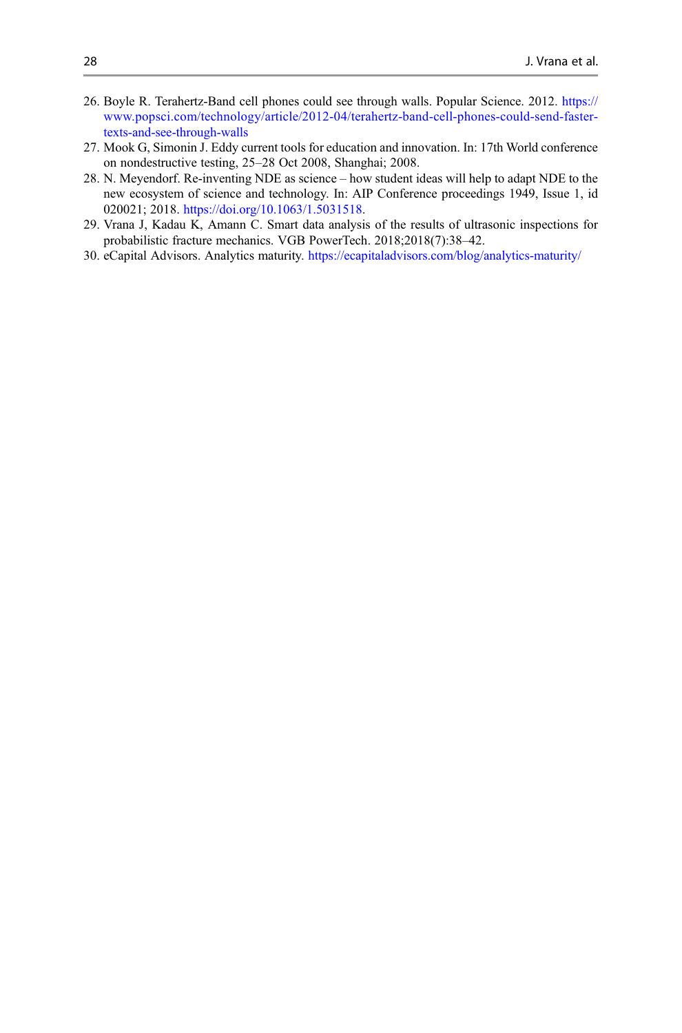26. Boyle R. Terahertz-Band cell phones could see through walls. Popular Science. 2012. https://www.popsci.com/technology/article/2012-04/terahertz-band-cell-phones-could-send-faster-texts-and-see-through-walls
27. Mook G, Simonin J. Eddy current tools for education and innovation. In: 17th World conference on nondestructive testing, 25–28 Oct 2008, Shanghai; 2008.
28. N. Meyendorf. Re-inventing NDE as science – how student ideas will help to adapt NDE to the new ecosystem of science and technology. In: AIP Conference proceedings 1949, Issue 1, id 020021; 2018. https://doi.org/10.1063/1.5031518.
29. Vrana J, Kadau K, Amann C. Smart data analysis of the results of ultrasonic inspections for probabilistic fracture mechanics. VGB PowerTech. 2018;2018(7):38–42.
30. eCapital Advisors. Analytics maturity. https://ecapitaladvisors.com/blog/analytics-maturity/